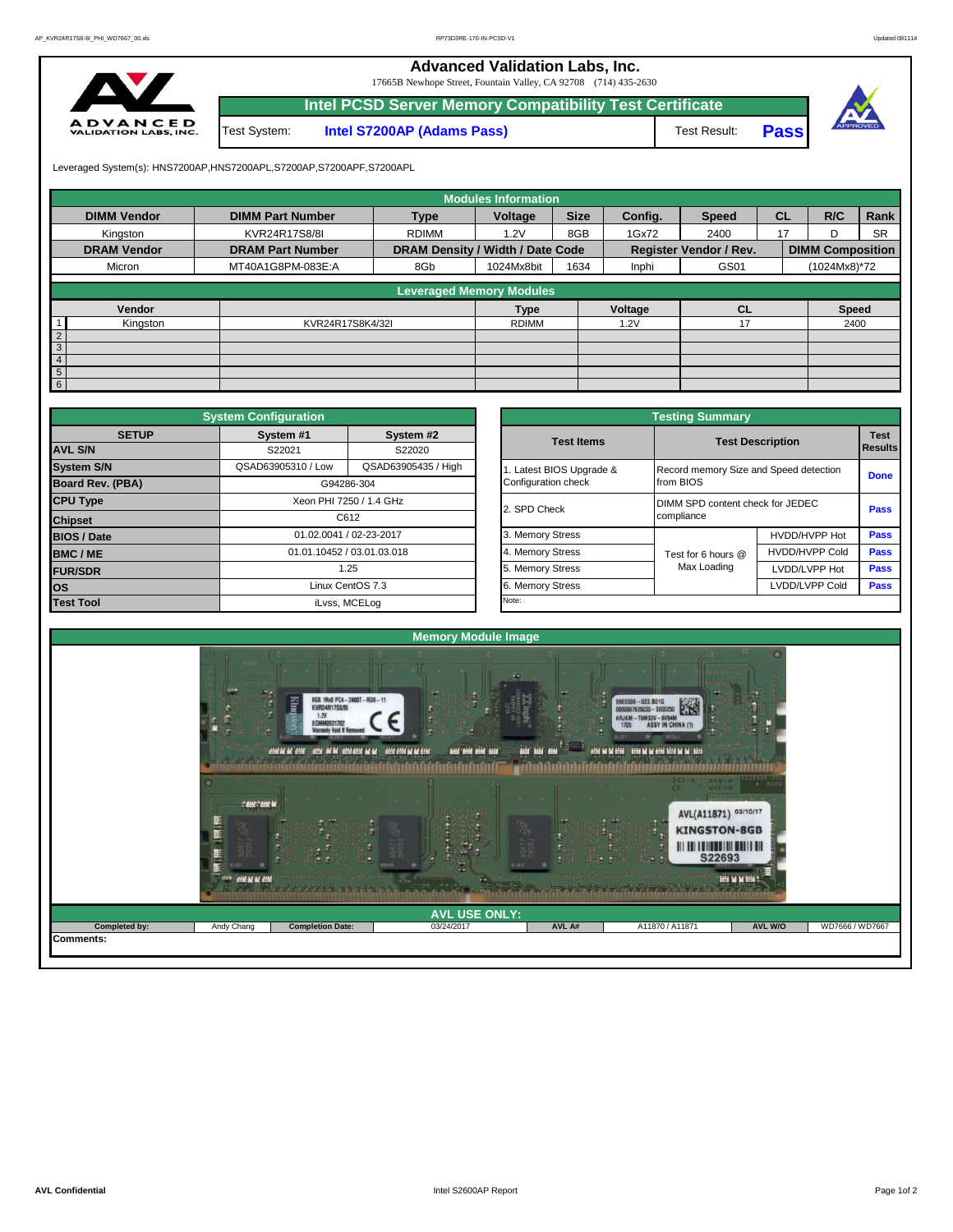# Advanced Validation Labs, Inc.

17665B Newhope Street, Fountain Valley, CA 92708 (714) 435-2630

## Intel PCSD Server Memory Compatibility Test Certificate

| Test System: | Intel S7200AP (Adams Pass) | Test Result: | Pass |
|---|---|---|---|

Leveraged System(s): HNS7200AP,HNS7200APL,S7200AP,S7200APF,S7200APL

**Modules Information**

| DIMM Vendor | DIMM Part Number | Type | Voltage | Size | Config. | Speed | CL | R/C | Rank |
|---|---|---|---|---|---|---|---|---|---|
| Kingston | KVR24R17S8/8I | RDIMM | 1.2V | 8GB | 1Gx72 | 2400 | 17 | D | SR |
| **DRAM Vendor** | **DRAM Part Number** | **DRAM Density / Width / Date Code** | | | **Register Vendor / Rev.** | | **DIMM Composition** | | |
| Micron | MT40A1G8PM-083E:A | 8Gb | 1024Mx8bit | 1634 | Inphi | GS01 | (1024Mx8)*72 | | |

**Leveraged Memory Modules**

| | Vendor | | Type | Voltage | CL | Speed |
|---|---|---|---|---|---|---|
| 1 | Kingston | KVR24R17S8K4/32I | RDIMM | 1.2V | 17 | 2400 |
| 2 | | | | | | |
| 3 | | | | | | |
| 4 | | | | | | |
| 5 | | | | | | |
| 6 | | | | | | |

**System Configuration**

| SETUP | System #1 | System #2 |
|---|---|---|
| AVL S/N | S22021 | S22020 |
| System S/N | QSAD63905310 / Low | QSAD63905435 / High |
| Board Rev. (PBA) | G94286-304 | |
| CPU Type | Xeon PHI 7250 / 1.4 GHz | |
| Chipset | C612 | |
| BIOS / Date | 01.02.0041 / 02-23-2017 | |
| BMC / ME | 01.01.10452 / 03.01.03.018 | |
| FUR/SDR | 1.25 | |
| OS | Linux CentOS 7.3 | |
| Test Tool | iLvss, MCELog | |

**Testing Summary**

| Test Items | Test Description | | Test Results |
|---|---|---|---|
| 1. Latest BIOS Upgrade & Configuration check | Record memory Size and Speed detection from BIOS | | Done |
| 2. SPD Check | DIMM SPD content check for JEDEC compliance | | Pass |
| 3. Memory Stress | Test for 6 hours @ Max Loading | HVDD/HVPP Hot | Pass |
| 4. Memory Stress | | HVDD/HVPP Cold | Pass |
| 5. Memory Stress | | LVDD/LVPP Hot | Pass |
| 6. Memory Stress | | LVDD/LVPP Cold | Pass |
| Note: | | | |

**Memory Module Image**

**AVL USE ONLY:**

| Completed by: | Andy Chang | Completion Date: | 03/24/2017 | AVL A# | A11870 / A11871 | AVL W/O | WD7666 / WD7667 |
|---|---|---|---|---|---|---|---|

Comments: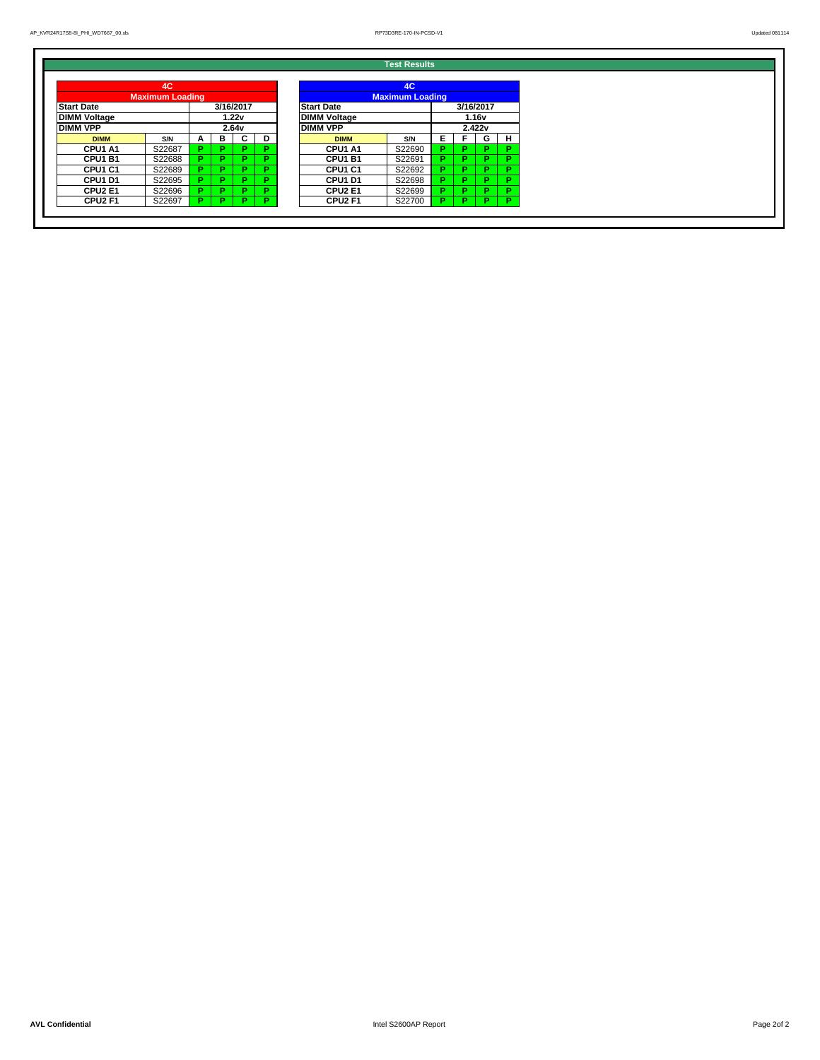## Test Results

| 4C Maximum Loading | | | | | |
|---|---|---|---|---|---|
| Start Date | | 3/16/2017 | | | |
| DIMM Voltage | | 1.22v | | | |
| DIMM VPP | | 2.64v | | | |
| DIMM | S/N | A | B | C | D |
| CPU1 A1 | S22687 | P | P | P | P |
| CPU1 B1 | S22688 | P | P | P | P |
| CPU1 C1 | S22689 | P | P | P | P |
| CPU1 D1 | S22695 | P | P | P | P |
| CPU2 E1 | S22696 | P | P | P | P |
| CPU2 F1 | S22697 | P | P | P | P |

| 4C Maximum Loading | | | | | |
|---|---|---|---|---|---|
| Start Date | | 3/16/2017 | | | |
| DIMM Voltage | | 1.16v | | | |
| DIMM VPP | | 2.422v | | | |
| DIMM | S/N | E | F | G | H |
| CPU1 A1 | S22690 | P | P | P | P |
| CPU1 B1 | S22691 | P | P | P | P |
| CPU1 C1 | S22692 | P | P | P | P |
| CPU1 D1 | S22698 | P | P | P | P |
| CPU2 E1 | S22699 | P | P | P | P |
| CPU2 F1 | S22700 | P | P | P | P |